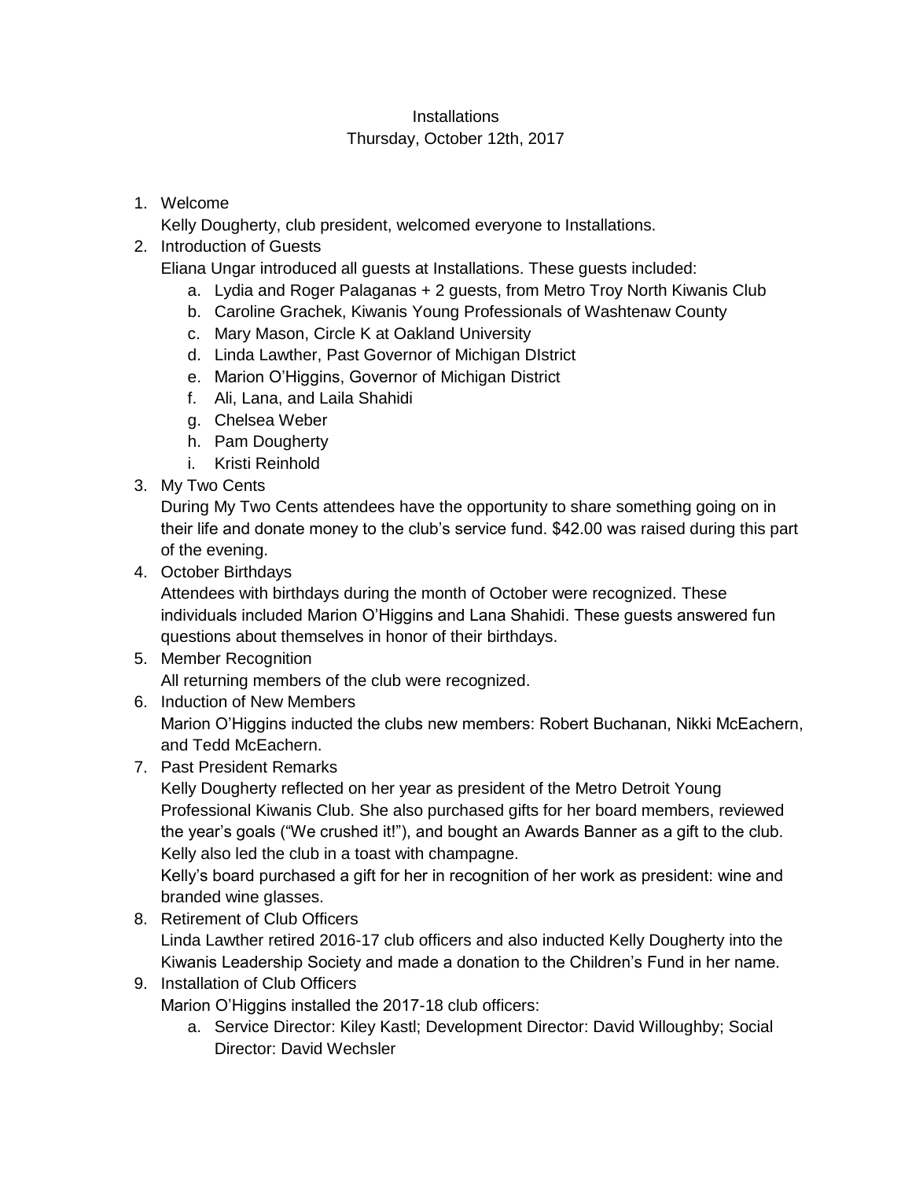# Installations

Thursday, October 12th, 2017

1. Welcome

   Kelly Dougherty, club president, welcomed everyone to Installations.

2. Introduction of Guests

   Eliana Ungar introduced all guests at Installations. These guests included:

   a. Lydia and Roger Palaganas + 2 guests, from Metro Troy North Kiwanis Club
   b. Caroline Grachek, Kiwanis Young Professionals of Washtenaw County
   c. Mary Mason, Circle K at Oakland University
   d. Linda Lawther, Past Governor of Michigan DIstrict
   e. Marion O'Higgins, Governor of Michigan District
   f. Ali, Lana, and Laila Shahidi
   g. Chelsea Weber
   h. Pam Dougherty
   i. Kristi Reinhold

3. My Two Cents

   During My Two Cents attendees have the opportunity to share something going on in their life and donate money to the club's service fund. $42.00 was raised during this part of the evening.

4. October Birthdays

   Attendees with birthdays during the month of October were recognized. These individuals included Marion O'Higgins and Lana Shahidi. These guests answered fun questions about themselves in honor of their birthdays.

5. Member Recognition

   All returning members of the club were recognized.

6. Induction of New Members

   Marion O'Higgins inducted the clubs new members: Robert Buchanan, Nikki McEachern, and Tedd McEachern.

7. Past President Remarks

   Kelly Dougherty reflected on her year as president of the Metro Detroit Young Professional Kiwanis Club. She also purchased gifts for her board members, reviewed the year's goals ("We crushed it!"), and bought an Awards Banner as a gift to the club. Kelly also led the club in a toast with champagne.

   Kelly's board purchased a gift for her in recognition of her work as president: wine and branded wine glasses.

8. Retirement of Club Officers

   Linda Lawther retired 2016-17 club officers and also inducted Kelly Dougherty into the Kiwanis Leadership Society and made a donation to the Children's Fund in her name.

9. Installation of Club Officers

   Marion O'Higgins installed the 2017-18 club officers:

   a. Service Director: Kiley Kastl; Development Director: David Willoughby; Social Director: David Wechsler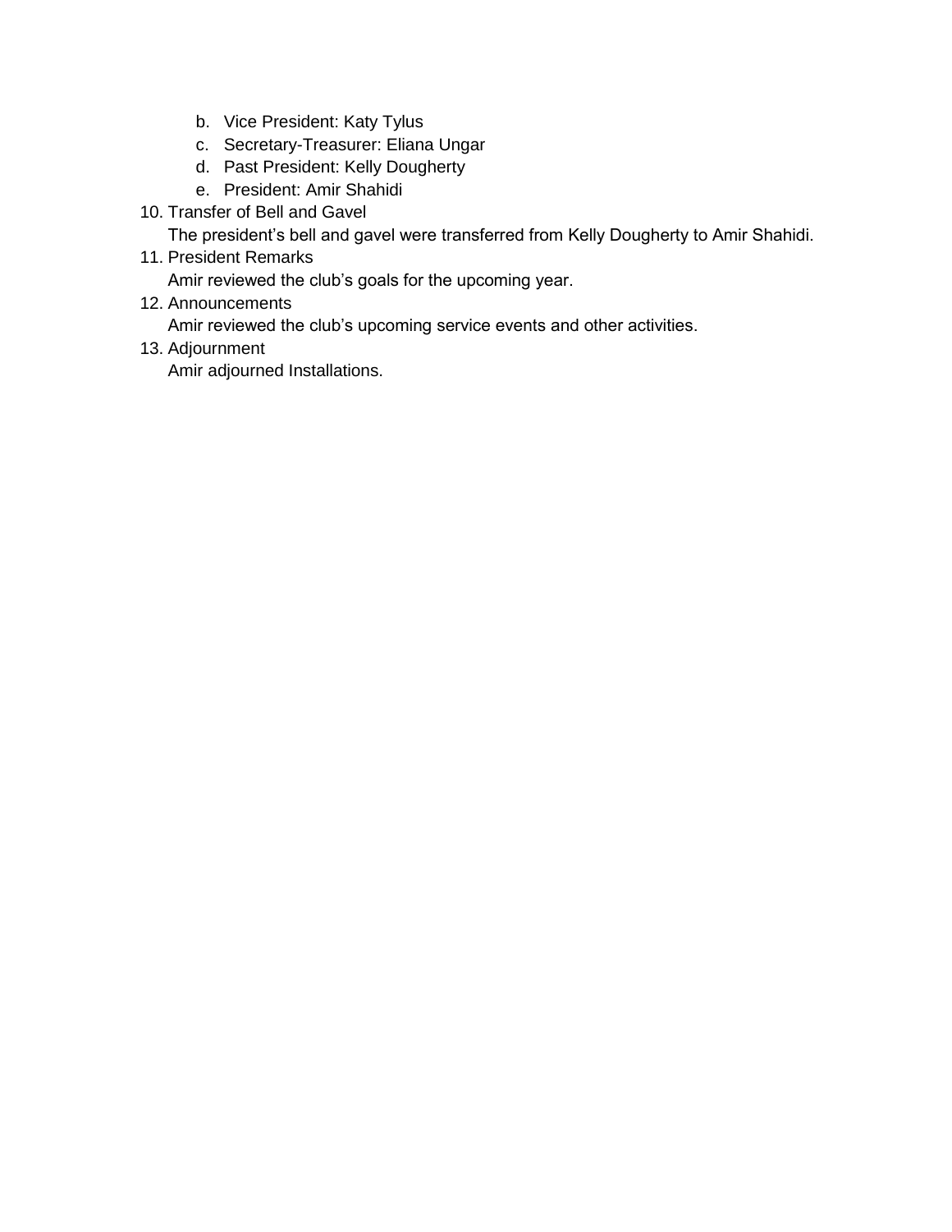b. Vice President: Katy Tylus
   c. Secretary-Treasurer: Eliana Ungar
   d. Past President: Kelly Dougherty
   e. President: Amir Shahidi

10. Transfer of Bell and Gavel
    The president's bell and gavel were transferred from Kelly Dougherty to Amir Shahidi.
11. President Remarks
    Amir reviewed the club's goals for the upcoming year.
12. Announcements
    Amir reviewed the club's upcoming service events and other activities.
13. Adjournment
    Amir adjourned Installations.